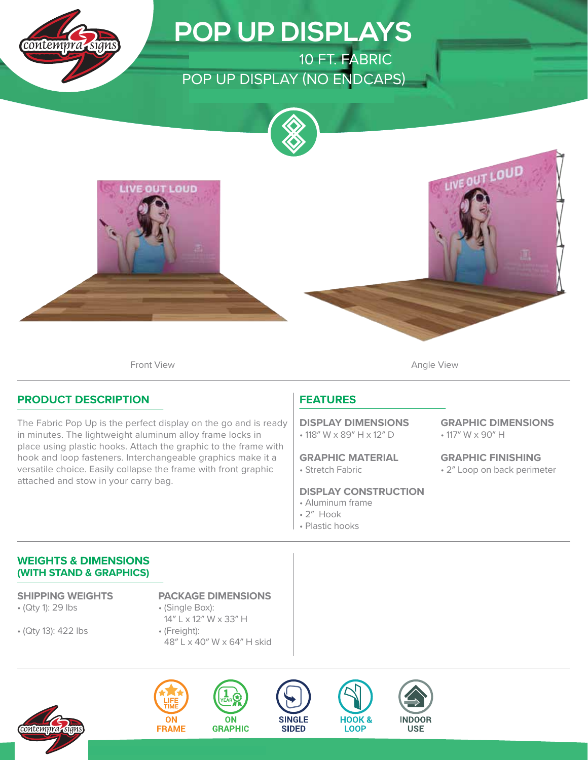# POP UP DISPLAYS

10 FT. FABRIC
POP UP DISPLAY (NO ENDCAPS)

Front View

Angle View

## PRODUCT DESCRIPTION

The Fabric Pop Up is the perfect display on the go and is ready in minutes. The lightweight aluminum alloy frame locks in place using plastic hooks. Attach the graphic to the frame with hook and loop fasteners. Interchangeable graphics make it a versatile choice. Easily collapse the frame with front graphic attached and stow in your carry bag.

## FEATURES

### DISPLAY DIMENSIONS
- 118″ W x 89″ H x 12″ D

### GRAPHIC DIMENSIONS
- 117″ W x 90″ H

### GRAPHIC MATERIAL
- Stretch Fabric

### GRAPHIC FINISHING
- 2″ Loop on back perimeter

### DISPLAY CONSTRUCTION
- Aluminum frame
- 2″ Hook
- Plastic hooks

## WEIGHTS & DIMENSIONS (WITH STAND & GRAPHICS)

### SHIPPING WEIGHTS
- (Qty 1): 29 lbs
- (Qty 13): 422 lbs

### PACKAGE DIMENSIONS
- (Single Box): 14″ L x 12″ W x 33″ H
- (Freight): 48″ L x 40″ W x 64″ H skid

LIFETIME ON FRAME

1 YEAR ON GRAPHIC

SINGLE SIDED

HOOK & LOOP

INDOOR USE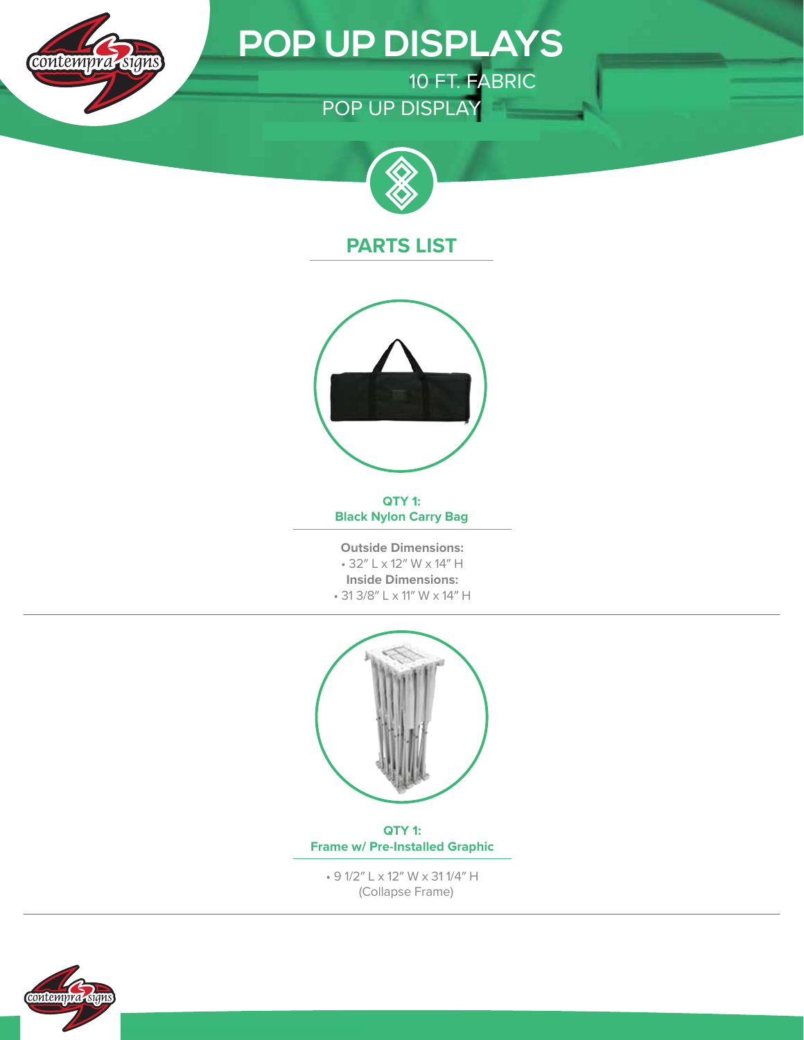# POP UP DISPLAYS

10 FT. FABRIC
POP UP DISPLAY

## PARTS LIST

**QTY 1:**
**Black Nylon Carry Bag**

**Outside Dimensions:**
- 32″ L x 12″ W x 14″ H

**Inside Dimensions:**
- 31 3/8″ L x 11″ W x 14″ H

---

**QTY 1:**
**Frame w/ Pre-Installed Graphic**

- 9 1/2″ L x 12″ W x 31 1/4″ H
(Collapse Frame)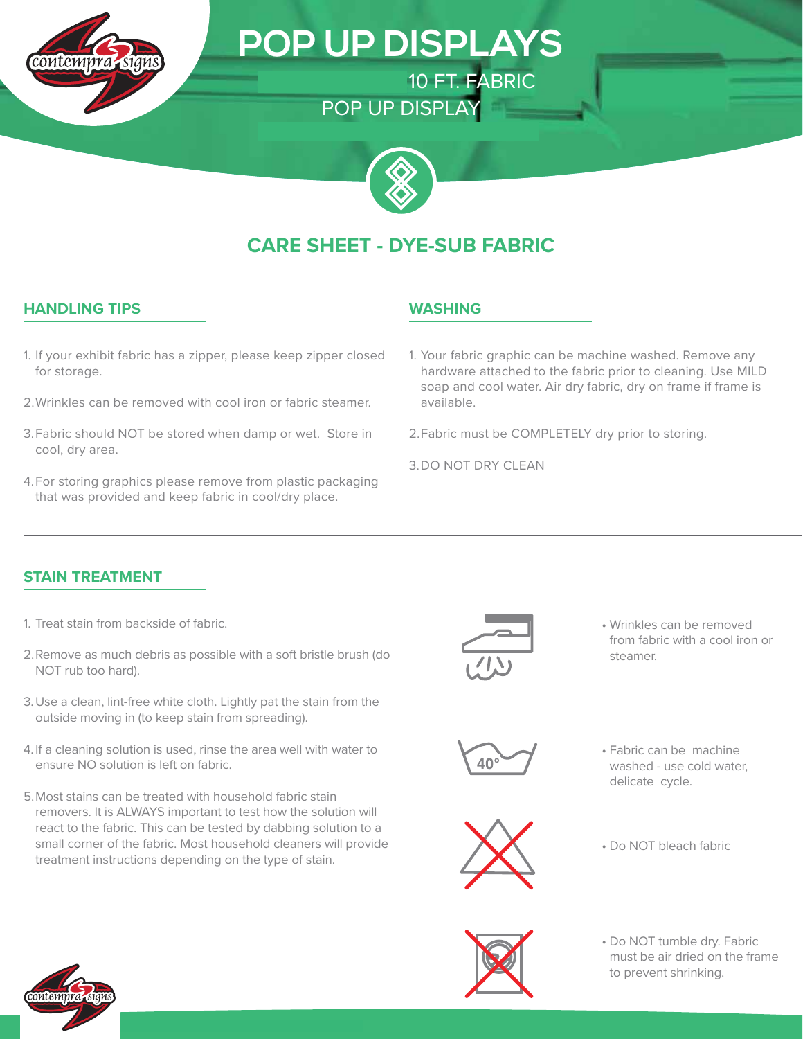# POP UP DISPLAYS

10 FT. FABRIC
POP UP DISPLAY

## CARE SHEET - DYE-SUB FABRIC

### HANDLING TIPS

1. If your exhibit fabric has a zipper, please keep zipper closed for storage.
2. Wrinkles can be removed with cool iron or fabric steamer.
3. Fabric should NOT be stored when damp or wet. Store in cool, dry area.
4. For storing graphics please remove from plastic packaging that was provided and keep fabric in cool/dry place.

### WASHING

1. Your fabric graphic can be machine washed. Remove any hardware attached to the fabric prior to cleaning. Use MILD soap and cool water. Air dry fabric, dry on frame if frame is available.
2. Fabric must be COMPLETELY dry prior to storing.
3. DO NOT DRY CLEAN

### STAIN TREATMENT

1. Treat stain from backside of fabric.
2. Remove as much debris as possible with a soft bristle brush (do NOT rub too hard).
3. Use a clean, lint-free white cloth. Lightly pat the stain from the outside moving in (to keep stain from spreading).
4. If a cleaning solution is used, rinse the area well with water to ensure NO solution is left on fabric.
5. Most stains can be treated with household fabric stain removers. It is ALWAYS important to test how the solution will react to the fabric. This can be tested by dabbing solution to a small corner of the fabric. Most household cleaners will provide treatment instructions depending on the type of stain.

- Wrinkles can be removed from fabric with a cool iron or steamer.

40°

- Fabric can be machine washed - use cold water, delicate cycle.
- Do NOT bleach fabric
- Do NOT tumble dry. Fabric must be air dried on the frame to prevent shrinking.